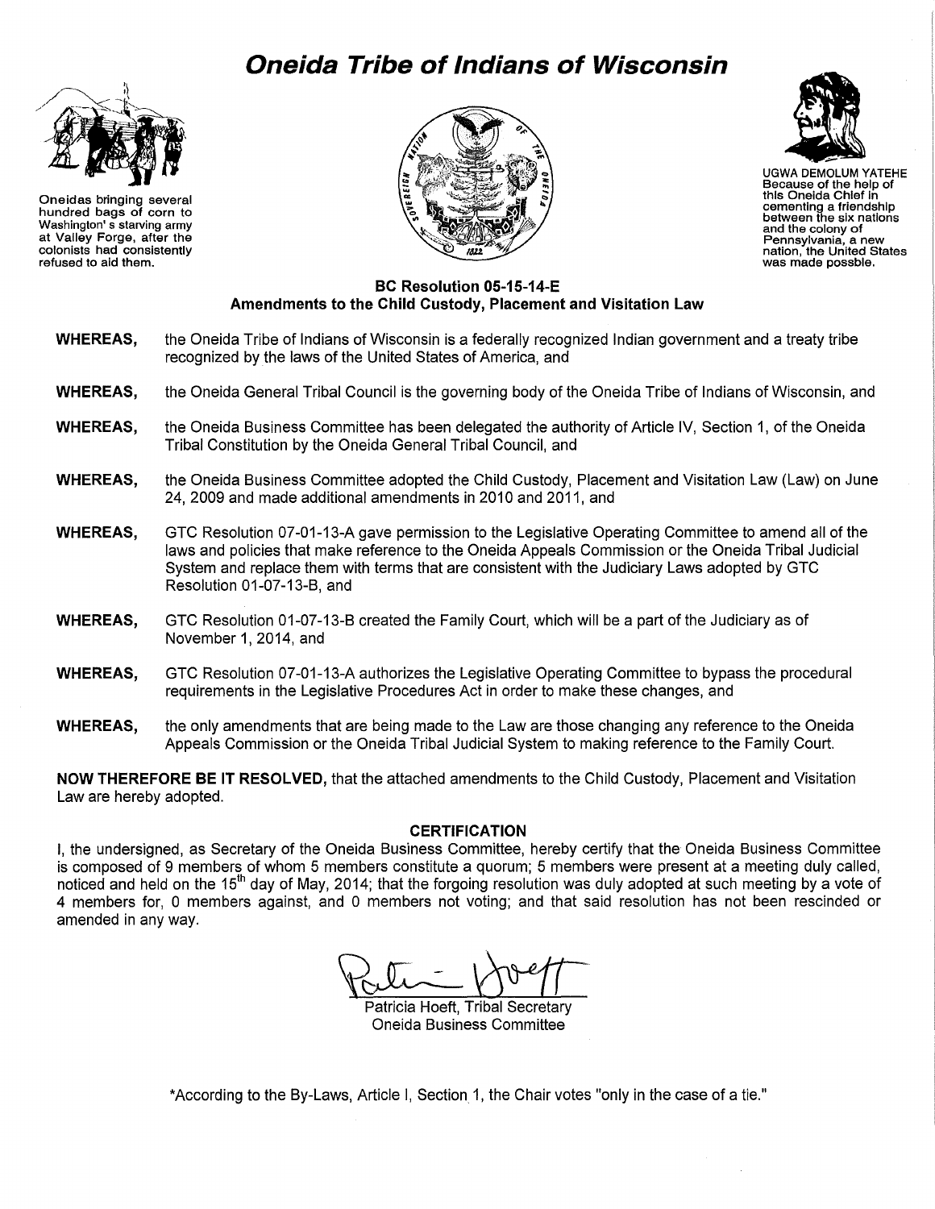# Oneida Tribe of Indians of Wisconsin

Oneidas bringing several hundred bags of corn to Washington's starving army at Valley Forge, after the colonists had consistently refused to aid them.

UGWA DEMOLUM YATEHE
Because of the help of this Oneida Chief in cementing a friendship between the six nations and the colony of Pennsylvania, a new nation, the United States was made possble.

## BC Resolution 05-15-14-E
## Amendments to the Child Custody, Placement and Visitation Law

**WHEREAS,** the Oneida Tribe of Indians of Wisconsin is a federally recognized Indian government and a treaty tribe recognized by the laws of the United States of America, and

**WHEREAS,** the Oneida General Tribal Council is the governing body of the Oneida Tribe of Indians of Wisconsin, and

**WHEREAS,** the Oneida Business Committee has been delegated the authority of Article IV, Section 1, of the Oneida Tribal Constitution by the Oneida General Tribal Council, and

**WHEREAS,** the Oneida Business Committee adopted the Child Custody, Placement and Visitation Law (Law) on June 24, 2009 and made additional amendments in 2010 and 2011, and

**WHEREAS,** GTC Resolution 07-01-13-A gave permission to the Legislative Operating Committee to amend all of the laws and policies that make reference to the Oneida Appeals Commission or the Oneida Tribal Judicial System and replace them with terms that are consistent with the Judiciary Laws adopted by GTC Resolution 01-07-13-B, and

**WHEREAS,** GTC Resolution 01-07-13-B created the Family Court, which will be a part of the Judiciary as of November 1, 2014, and

**WHEREAS,** GTC Resolution 07-01-13-A authorizes the Legislative Operating Committee to bypass the procedural requirements in the Legislative Procedures Act in order to make these changes, and

**WHEREAS,** the only amendments that are being made to the Law are those changing any reference to the Oneida Appeals Commission or the Oneida Tribal Judicial System to making reference to the Family Court.

**NOW THEREFORE BE IT RESOLVED,** that the attached amendments to the Child Custody, Placement and Visitation Law are hereby adopted.

### CERTIFICATION

I, the undersigned, as Secretary of the Oneida Business Committee, hereby certify that the Oneida Business Committee is composed of 9 members of whom 5 members constitute a quorum; 5 members were present at a meeting duly called, noticed and held on the 15th day of May, 2014; that the forgoing resolution was duly adopted at such meeting by a vote of 4 members for, 0 members against, and 0 members not voting; and that said resolution has not been rescinded or amended in any way.

Patricia Hoeft, Tribal Secretary
Oneida Business Committee

*According to the By-Laws, Article I, Section 1, the Chair votes "only in the case of a tie."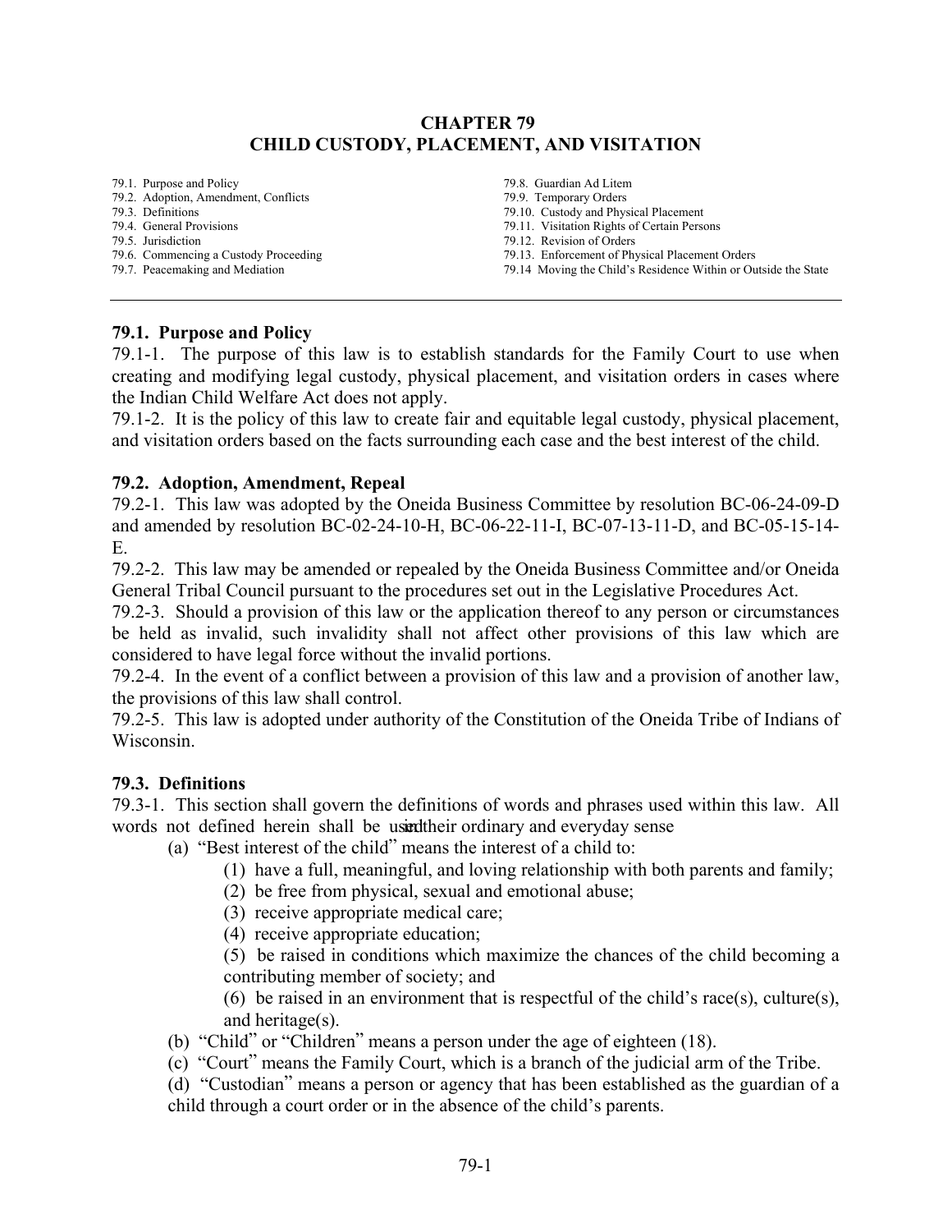# CHAPTER 79
# CHILD CUSTODY, PLACEMENT, AND VISITATION

79.1. Purpose and Policy
79.2. Adoption, Amendment, Conflicts
79.3. Definitions
79.4. General Provisions
79.5. Jurisdiction
79.6. Commencing a Custody Proceeding
79.7. Peacemaking and Mediation
79.8. Guardian Ad Litem
79.9. Temporary Orders
79.10. Custody and Physical Placement
79.11. Visitation Rights of Certain Persons
79.12. Revision of Orders
79.13. Enforcement of Physical Placement Orders
79.14 Moving the Child's Residence Within or Outside the State

---

### 79.1. Purpose and Policy

79.1-1. The purpose of this law is to establish standards for the Family Court to use when creating and modifying legal custody, physical placement, and visitation orders in cases where the Indian Child Welfare Act does not apply.

79.1-2. It is the policy of this law to create fair and equitable legal custody, physical placement, and visitation orders based on the facts surrounding each case and the best interest of the child.

### 79.2. Adoption, Amendment, Repeal

79.2-1. This law was adopted by the Oneida Business Committee by resolution BC-06-24-09-D and amended by resolution BC-02-24-10-H, BC-06-22-11-I, BC-07-13-11-D, and BC-05-15-14-E.

79.2-2. This law may be amended or repealed by the Oneida Business Committee and/or Oneida General Tribal Council pursuant to the procedures set out in the Legislative Procedures Act.

79.2-3. Should a provision of this law or the application thereof to any person or circumstances be held as invalid, such invalidity shall not affect other provisions of this law which are considered to have legal force without the invalid portions.

79.2-4. In the event of a conflict between a provision of this law and a provision of another law, the provisions of this law shall control.

79.2-5. This law is adopted under authority of the Constitution of the Oneida Tribe of Indians of Wisconsin.

### 79.3. Definitions

79.3-1. This section shall govern the definitions of words and phrases used within this law. All words not defined herein shall be used in their ordinary and everyday sense

- (a) "Best interest of the child" means the interest of a child to:
  - (1) have a full, meaningful, and loving relationship with both parents and family;
  - (2) be free from physical, sexual and emotional abuse;
  - (3) receive appropriate medical care;
  - (4) receive appropriate education;
  - (5) be raised in conditions which maximize the chances of the child becoming a contributing member of society; and
  - (6) be raised in an environment that is respectful of the child's race(s), culture(s), and heritage(s).
- (b) "Child" or "Children" means a person under the age of eighteen (18).
- (c) "Court" means the Family Court, which is a branch of the judicial arm of the Tribe.
- (d) "Custodian" means a person or agency that has been established as the guardian of a child through a court order or in the absence of the child's parents.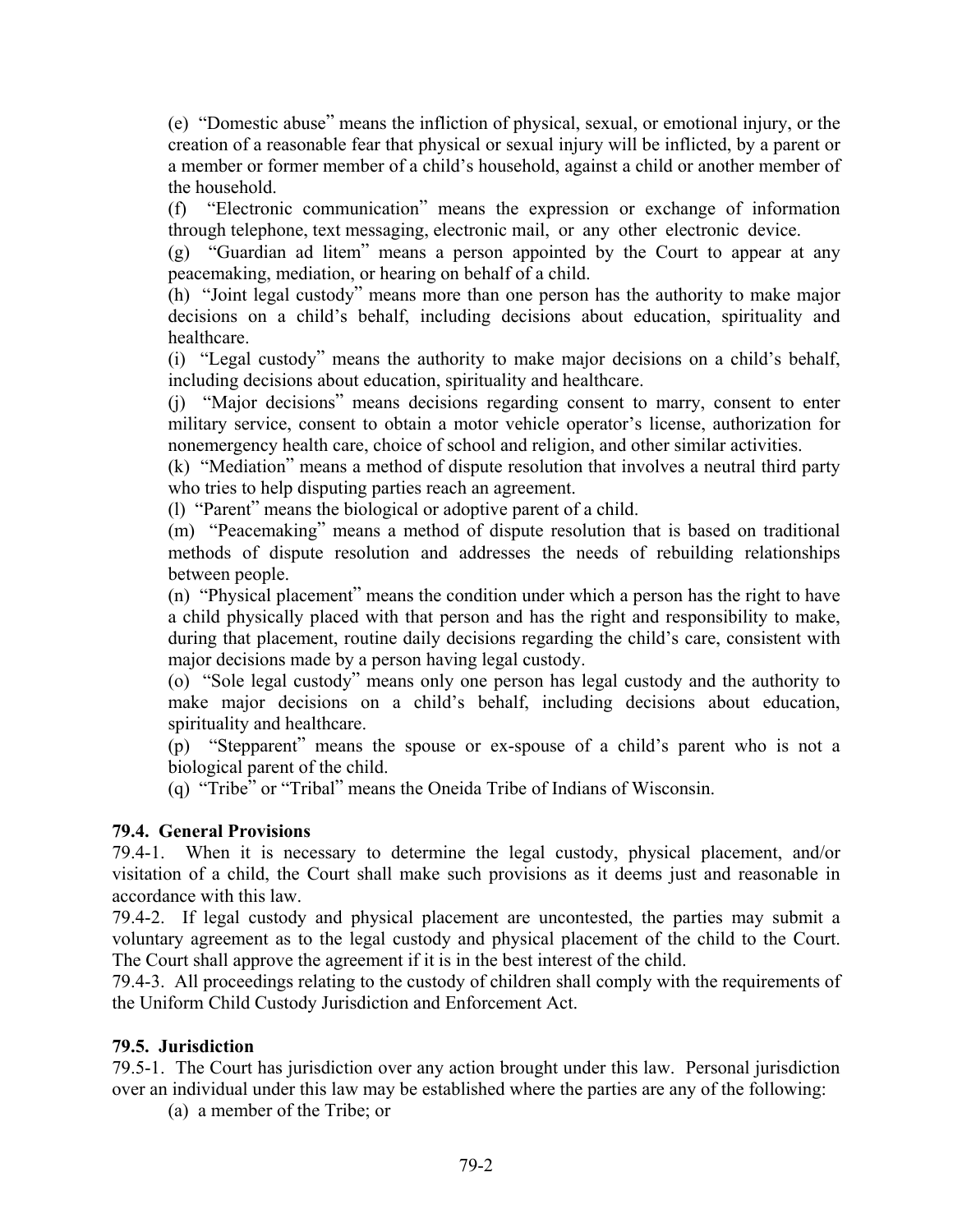(e) "Domestic abuse" means the infliction of physical, sexual, or emotional injury, or the creation of a reasonable fear that physical or sexual injury will be inflicted, by a parent or a member or former member of a child's household, against a child or another member of the household.

(f) "Electronic communication" means the expression or exchange of information through telephone, text messaging, electronic mail, or any other electronic device.

(g) "Guardian ad litem" means a person appointed by the Court to appear at any peacemaking, mediation, or hearing on behalf of a child.

(h) "Joint legal custody" means more than one person has the authority to make major decisions on a child's behalf, including decisions about education, spirituality and healthcare.

(i) "Legal custody" means the authority to make major decisions on a child's behalf, including decisions about education, spirituality and healthcare.

(j) "Major decisions" means decisions regarding consent to marry, consent to enter military service, consent to obtain a motor vehicle operator's license, authorization for nonemergency health care, choice of school and religion, and other similar activities.

(k) "Mediation" means a method of dispute resolution that involves a neutral third party who tries to help disputing parties reach an agreement.

(l) "Parent" means the biological or adoptive parent of a child.

(m) "Peacemaking" means a method of dispute resolution that is based on traditional methods of dispute resolution and addresses the needs of rebuilding relationships between people.

(n) "Physical placement" means the condition under which a person has the right to have a child physically placed with that person and has the right and responsibility to make, during that placement, routine daily decisions regarding the child's care, consistent with major decisions made by a person having legal custody.

(o) "Sole legal custody" means only one person has legal custody and the authority to make major decisions on a child's behalf, including decisions about education, spirituality and healthcare.

(p) "Stepparent" means the spouse or ex-spouse of a child's parent who is not a biological parent of the child.

(q) "Tribe" or "Tribal" means the Oneida Tribe of Indians of Wisconsin.

**79.4. General Provisions**

79.4-1. When it is necessary to determine the legal custody, physical placement, and/or visitation of a child, the Court shall make such provisions as it deems just and reasonable in accordance with this law.

79.4-2. If legal custody and physical placement are uncontested, the parties may submit a voluntary agreement as to the legal custody and physical placement of the child to the Court. The Court shall approve the agreement if it is in the best interest of the child.

79.4-3. All proceedings relating to the custody of children shall comply with the requirements of the Uniform Child Custody Jurisdiction and Enforcement Act.

**79.5. Jurisdiction**

79.5-1. The Court has jurisdiction over any action brought under this law. Personal jurisdiction over an individual under this law may be established where the parties are any of the following:

(a) a member of the Tribe; or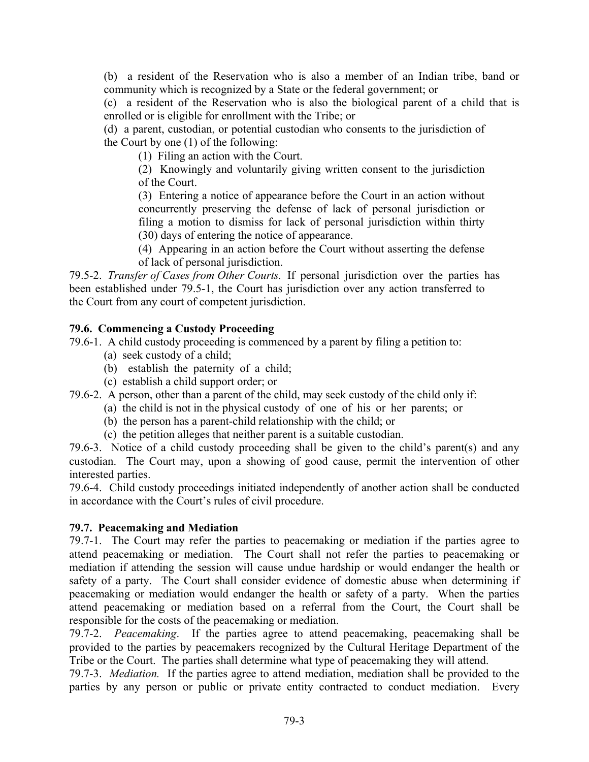(b) a resident of the Reservation who is also a member of an Indian tribe, band or community which is recognized by a State or the federal government; or

(c) a resident of the Reservation who is also the biological parent of a child that is enrolled or is eligible for enrollment with the Tribe; or

(d) a parent, custodian, or potential custodian who consents to the jurisdiction of the Court by one (1) of the following:

(1) Filing an action with the Court.

(2) Knowingly and voluntarily giving written consent to the jurisdiction of the Court.

(3) Entering a notice of appearance before the Court in an action without concurrently preserving the defense of lack of personal jurisdiction or filing a motion to dismiss for lack of personal jurisdiction within thirty (30) days of entering the notice of appearance.

(4) Appearing in an action before the Court without asserting the defense of lack of personal jurisdiction.

79.5-2. *Transfer of Cases from Other Courts.* If personal jurisdiction over the parties has been established under 79.5-1, the Court has jurisdiction over any action transferred to the Court from any court of competent jurisdiction.

**79.6. Commencing a Custody Proceeding**

79.6-1. A child custody proceeding is commenced by a parent by filing a petition to:

(a) seek custody of a child;

(b) establish the paternity of a child;

(c) establish a child support order; or

79.6-2. A person, other than a parent of the child, may seek custody of the child only if:

(a) the child is not in the physical custody of one of his or her parents; or

(b) the person has a parent-child relationship with the child; or

(c) the petition alleges that neither parent is a suitable custodian.

79.6-3. Notice of a child custody proceeding shall be given to the child's parent(s) and any custodian. The Court may, upon a showing of good cause, permit the intervention of other interested parties.

79.6-4. Child custody proceedings initiated independently of another action shall be conducted in accordance with the Court's rules of civil procedure.

**79.7. Peacemaking and Mediation**

79.7-1. The Court may refer the parties to peacemaking or mediation if the parties agree to attend peacemaking or mediation. The Court shall not refer the parties to peacemaking or mediation if attending the session will cause undue hardship or would endanger the health or safety of a party. The Court shall consider evidence of domestic abuse when determining if peacemaking or mediation would endanger the health or safety of a party. When the parties attend peacemaking or mediation based on a referral from the Court, the Court shall be responsible for the costs of the peacemaking or mediation.

79.7-2. *Peacemaking*. If the parties agree to attend peacemaking, peacemaking shall be provided to the parties by peacemakers recognized by the Cultural Heritage Department of the Tribe or the Court. The parties shall determine what type of peacemaking they will attend.

79.7-3. *Mediation.* If the parties agree to attend mediation, mediation shall be provided to the parties by any person or public or private entity contracted to conduct mediation. Every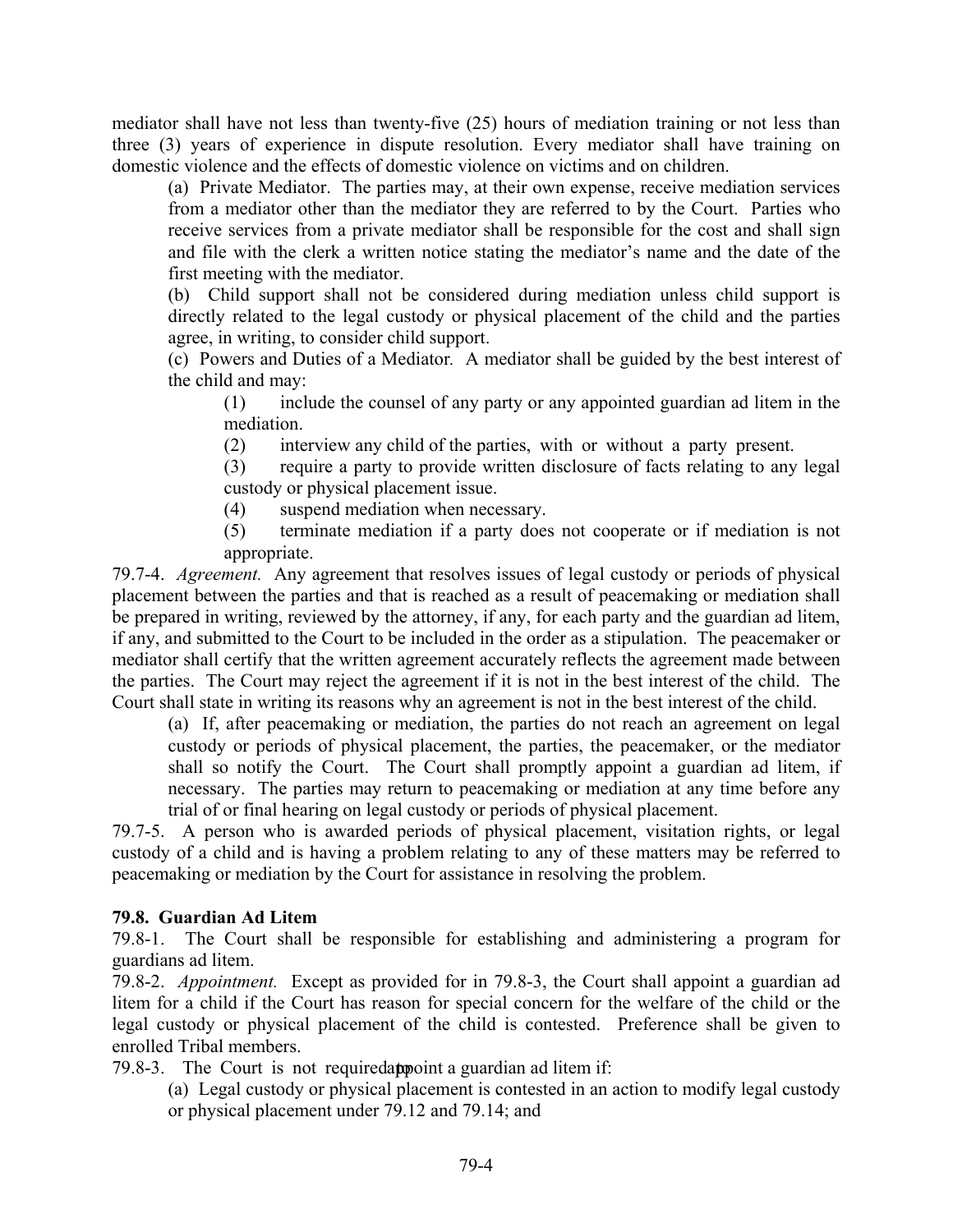mediator shall have not less than twenty-five (25) hours of mediation training or not less than three (3) years of experience in dispute resolution. Every mediator shall have training on domestic violence and the effects of domestic violence on victims and on children.

(a) Private Mediator. The parties may, at their own expense, receive mediation services from a mediator other than the mediator they are referred to by the Court. Parties who receive services from a private mediator shall be responsible for the cost and shall sign and file with the clerk a written notice stating the mediator's name and the date of the first meeting with the mediator.

(b) Child support shall not be considered during mediation unless child support is directly related to the legal custody or physical placement of the child and the parties agree, in writing, to consider child support.

(c) Powers and Duties of a Mediator. A mediator shall be guided by the best interest of the child and may:

(1) include the counsel of any party or any appointed guardian ad litem in the mediation.

(2) interview any child of the parties, with or without a party present.

(3) require a party to provide written disclosure of facts relating to any legal custody or physical placement issue.

(4) suspend mediation when necessary.

(5) terminate mediation if a party does not cooperate or if mediation is not appropriate.

79.7-4. *Agreement.* Any agreement that resolves issues of legal custody or periods of physical placement between the parties and that is reached as a result of peacemaking or mediation shall be prepared in writing, reviewed by the attorney, if any, for each party and the guardian ad litem, if any, and submitted to the Court to be included in the order as a stipulation. The peacemaker or mediator shall certify that the written agreement accurately reflects the agreement made between the parties. The Court may reject the agreement if it is not in the best interest of the child. The Court shall state in writing its reasons why an agreement is not in the best interest of the child.

(a) If, after peacemaking or mediation, the parties do not reach an agreement on legal custody or periods of physical placement, the parties, the peacemaker, or the mediator shall so notify the Court. The Court shall promptly appoint a guardian ad litem, if necessary. The parties may return to peacemaking or mediation at any time before any trial of or final hearing on legal custody or periods of physical placement.

79.7-5. A person who is awarded periods of physical placement, visitation rights, or legal custody of a child and is having a problem relating to any of these matters may be referred to peacemaking or mediation by the Court for assistance in resolving the problem.

**79.8. Guardian Ad Litem**

79.8-1. The Court shall be responsible for establishing and administering a program for guardians ad litem.

79.8-2. *Appointment.* Except as provided for in 79.8-3, the Court shall appoint a guardian ad litem for a child if the Court has reason for special concern for the welfare of the child or the legal custody or physical placement of the child is contested. Preference shall be given to enrolled Tribal members.

79.8-3. The Court is not required to appoint a guardian ad litem if:

(a) Legal custody or physical placement is contested in an action to modify legal custody or physical placement under 79.12 and 79.14; and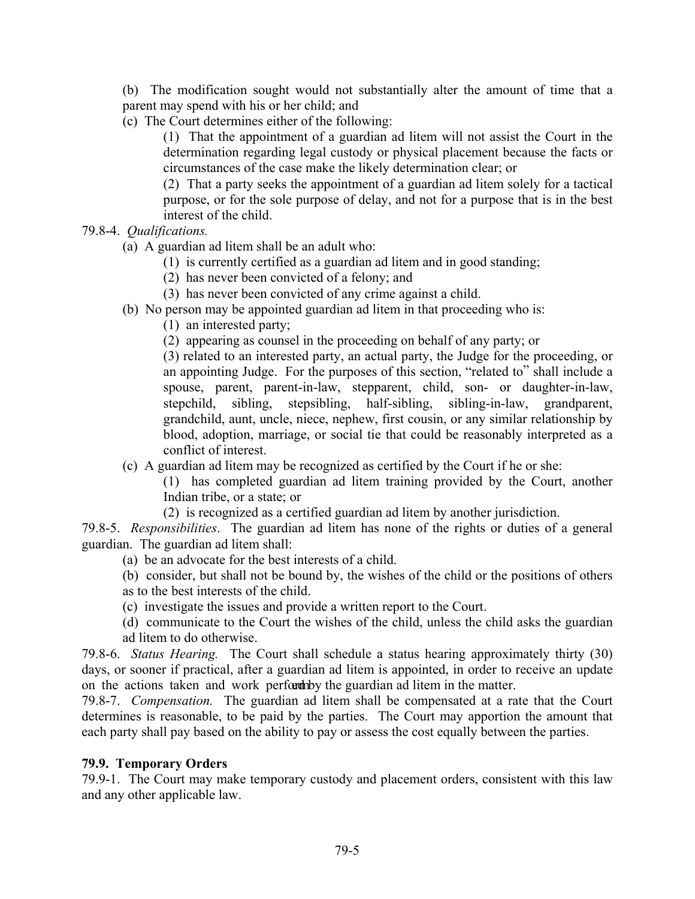(b) The modification sought would not substantially alter the amount of time that a parent may spend with his or her child; and

(c) The Court determines either of the following:

(1) That the appointment of a guardian ad litem will not assist the Court in the determination regarding legal custody or physical placement because the facts or circumstances of the case make the likely determination clear; or

(2) That a party seeks the appointment of a guardian ad litem solely for a tactical purpose, or for the sole purpose of delay, and not for a purpose that is in the best interest of the child.

79.8-4. *Qualifications.*

(a) A guardian ad litem shall be an adult who:

(1) is currently certified as a guardian ad litem and in good standing;

(2) has never been convicted of a felony; and

(3) has never been convicted of any crime against a child.

(b) No person may be appointed guardian ad litem in that proceeding who is:

(1) an interested party;

(2) appearing as counsel in the proceeding on behalf of any party; or

(3) related to an interested party, an actual party, the Judge for the proceeding, or an appointing Judge. For the purposes of this section, "related to" shall include a spouse, parent, parent-in-law, stepparent, child, son- or daughter-in-law, stepchild, sibling, stepsibling, half-sibling, sibling-in-law, grandparent, grandchild, aunt, uncle, niece, nephew, first cousin, or any similar relationship by blood, adoption, marriage, or social tie that could be reasonably interpreted as a conflict of interest.

(c) A guardian ad litem may be recognized as certified by the Court if he or she:

(1) has completed guardian ad litem training provided by the Court, another Indian tribe, or a state; or

(2) is recognized as a certified guardian ad litem by another jurisdiction.

79.8-5. *Responsibilities*. The guardian ad litem has none of the rights or duties of a general guardian. The guardian ad litem shall:

(a) be an advocate for the best interests of a child.

(b) consider, but shall not be bound by, the wishes of the child or the positions of others as to the best interests of the child.

(c) investigate the issues and provide a written report to the Court.

(d) communicate to the Court the wishes of the child, unless the child asks the guardian ad litem to do otherwise.

79.8-6. *Status Hearing.* The Court shall schedule a status hearing approximately thirty (30) days, or sooner if practical, after a guardian ad litem is appointed, in order to receive an update on the actions taken and work performed by the guardian ad litem in the matter.

79.8-7. *Compensation.* The guardian ad litem shall be compensated at a rate that the Court determines is reasonable, to be paid by the parties. The Court may apportion the amount that each party shall pay based on the ability to pay or assess the cost equally between the parties.

### 79.9. Temporary Orders

79.9-1. The Court may make temporary custody and placement orders, consistent with this law and any other applicable law.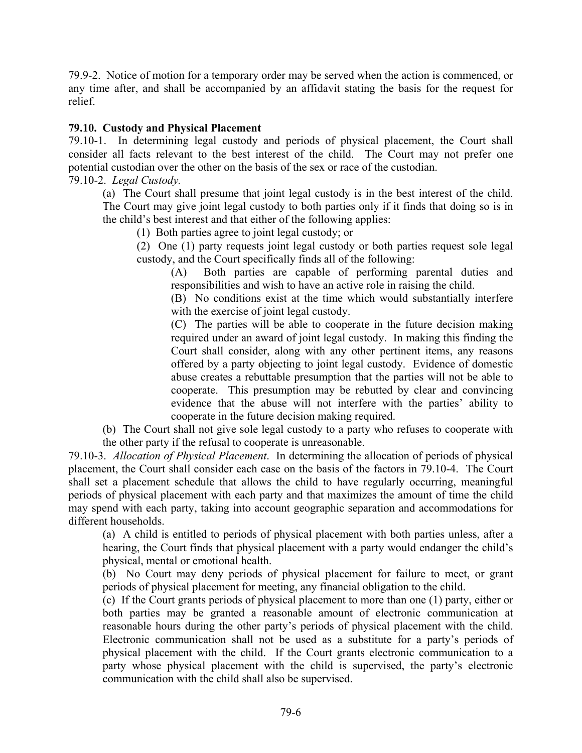79.9-2. Notice of motion for a temporary order may be served when the action is commenced, or any time after, and shall be accompanied by an affidavit stating the basis for the request for relief.

## 79.10. Custody and Physical Placement

79.10-1. In determining legal custody and periods of physical placement, the Court shall consider all facts relevant to the best interest of the child. The Court may not prefer one potential custodian over the other on the basis of the sex or race of the custodian.

79.10-2. *Legal Custody.*

(a) The Court shall presume that joint legal custody is in the best interest of the child. The Court may give joint legal custody to both parties only if it finds that doing so is in the child's best interest and that either of the following applies:

(1) Both parties agree to joint legal custody; or

(2) One (1) party requests joint legal custody or both parties request sole legal custody, and the Court specifically finds all of the following:

(A) Both parties are capable of performing parental duties and responsibilities and wish to have an active role in raising the child.

(B) No conditions exist at the time which would substantially interfere with the exercise of joint legal custody.

(C) The parties will be able to cooperate in the future decision making required under an award of joint legal custody. In making this finding the Court shall consider, along with any other pertinent items, any reasons offered by a party objecting to joint legal custody. Evidence of domestic abuse creates a rebuttable presumption that the parties will not be able to cooperate. This presumption may be rebutted by clear and convincing evidence that the abuse will not interfere with the parties' ability to cooperate in the future decision making required.

(b) The Court shall not give sole legal custody to a party who refuses to cooperate with the other party if the refusal to cooperate is unreasonable.

79.10-3. *Allocation of Physical Placement*. In determining the allocation of periods of physical placement, the Court shall consider each case on the basis of the factors in 79.10-4. The Court shall set a placement schedule that allows the child to have regularly occurring, meaningful periods of physical placement with each party and that maximizes the amount of time the child may spend with each party, taking into account geographic separation and accommodations for different households.

(a) A child is entitled to periods of physical placement with both parties unless, after a hearing, the Court finds that physical placement with a party would endanger the child's physical, mental or emotional health.

(b) No Court may deny periods of physical placement for failure to meet, or grant periods of physical placement for meeting, any financial obligation to the child.

(c) If the Court grants periods of physical placement to more than one (1) party, either or both parties may be granted a reasonable amount of electronic communication at reasonable hours during the other party's periods of physical placement with the child. Electronic communication shall not be used as a substitute for a party's periods of physical placement with the child. If the Court grants electronic communication to a party whose physical placement with the child is supervised, the party's electronic communication with the child shall also be supervised.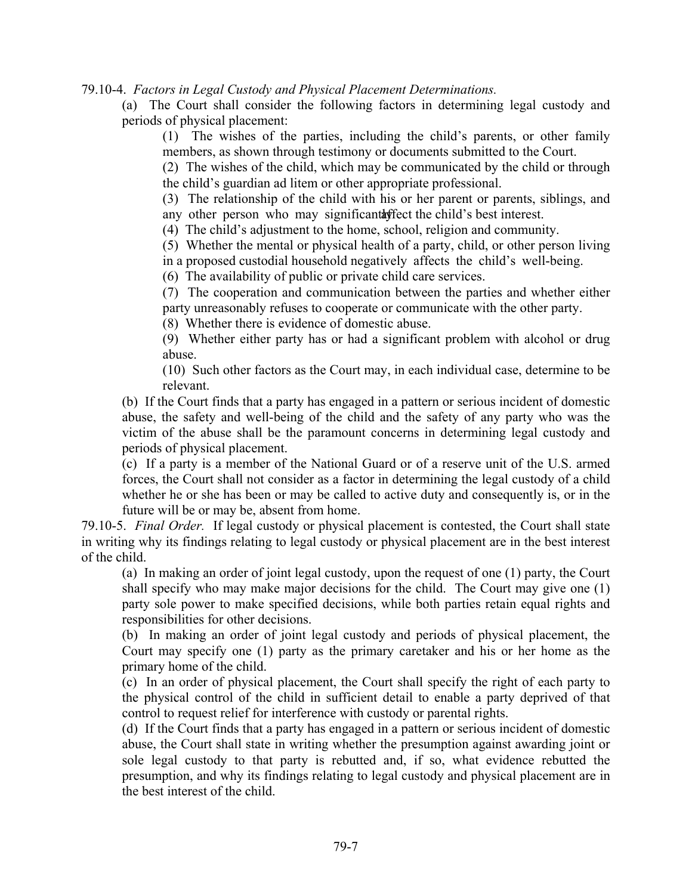79.10-4. *Factors in Legal Custody and Physical Placement Determinations.*

(a) The Court shall consider the following factors in determining legal custody and periods of physical placement:

(1) The wishes of the parties, including the child's parents, or other family members, as shown through testimony or documents submitted to the Court.

(2) The wishes of the child, which may be communicated by the child or through the child's guardian ad litem or other appropriate professional.

(3) The relationship of the child with his or her parent or parents, siblings, and any other person who may significantly affect the child's best interest.

(4) The child's adjustment to the home, school, religion and community.

(5) Whether the mental or physical health of a party, child, or other person living in a proposed custodial household negatively affects the child's well-being.

(6) The availability of public or private child care services.

(7) The cooperation and communication between the parties and whether either party unreasonably refuses to cooperate or communicate with the other party.

(8) Whether there is evidence of domestic abuse.

(9) Whether either party has or had a significant problem with alcohol or drug abuse.

(10) Such other factors as the Court may, in each individual case, determine to be relevant.

(b) If the Court finds that a party has engaged in a pattern or serious incident of domestic abuse, the safety and well-being of the child and the safety of any party who was the victim of the abuse shall be the paramount concerns in determining legal custody and periods of physical placement.

(c) If a party is a member of the National Guard or of a reserve unit of the U.S. armed forces, the Court shall not consider as a factor in determining the legal custody of a child whether he or she has been or may be called to active duty and consequently is, or in the future will be or may be, absent from home.

79.10-5. *Final Order.* If legal custody or physical placement is contested, the Court shall state in writing why its findings relating to legal custody or physical placement are in the best interest of the child.

(a) In making an order of joint legal custody, upon the request of one (1) party, the Court shall specify who may make major decisions for the child. The Court may give one (1) party sole power to make specified decisions, while both parties retain equal rights and responsibilities for other decisions.

(b) In making an order of joint legal custody and periods of physical placement, the Court may specify one (1) party as the primary caretaker and his or her home as the primary home of the child.

(c) In an order of physical placement, the Court shall specify the right of each party to the physical control of the child in sufficient detail to enable a party deprived of that control to request relief for interference with custody or parental rights.

(d) If the Court finds that a party has engaged in a pattern or serious incident of domestic abuse, the Court shall state in writing whether the presumption against awarding joint or sole legal custody to that party is rebutted and, if so, what evidence rebutted the presumption, and why its findings relating to legal custody and physical placement are in the best interest of the child.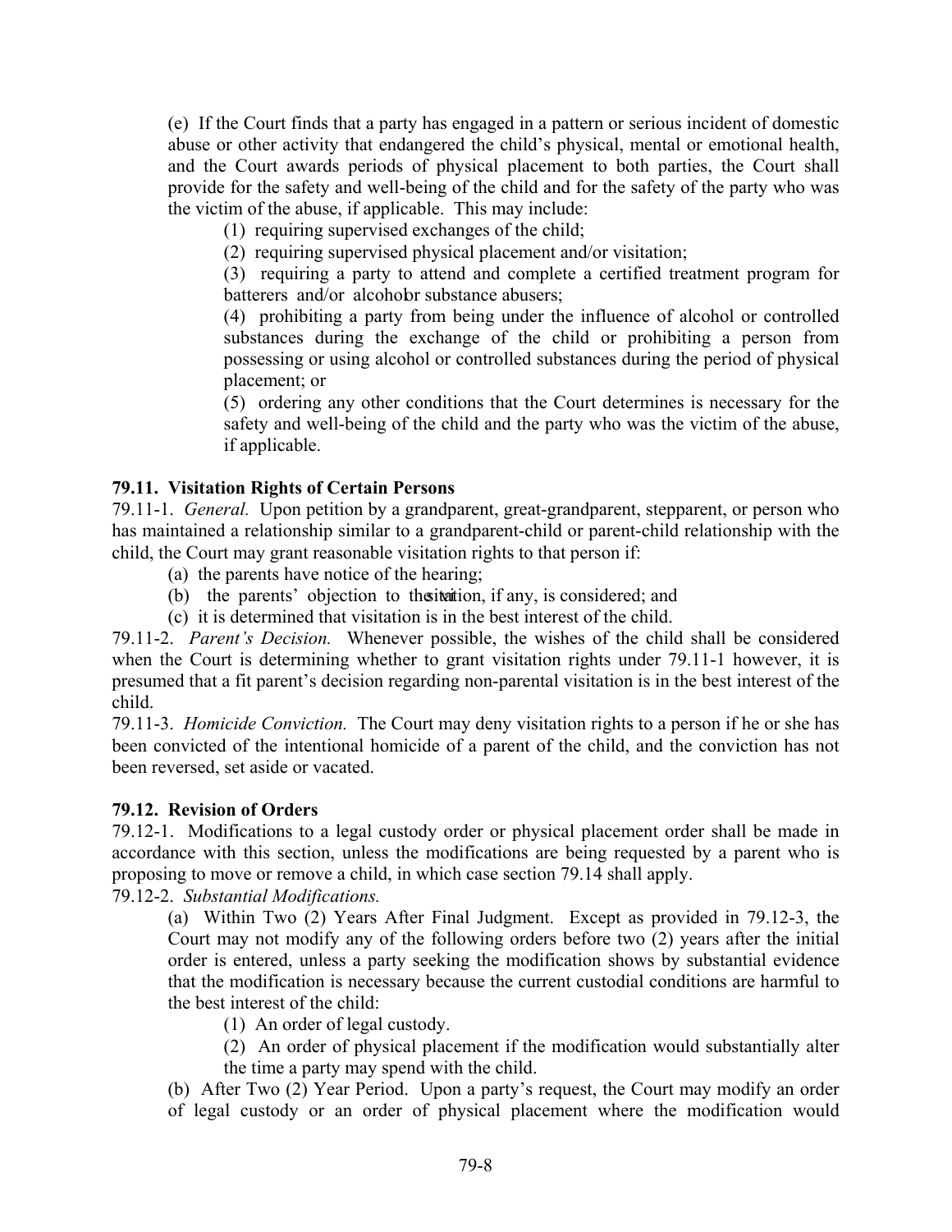(e) If the Court finds that a party has engaged in a pattern or serious incident of domestic abuse or other activity that endangered the child's physical, mental or emotional health, and the Court awards periods of physical placement to both parties, the Court shall provide for the safety and well-being of the child and for the safety of the party who was the victim of the abuse, if applicable. This may include:

(1) requiring supervised exchanges of the child;

(2) requiring supervised physical placement and/or visitation;

(3) requiring a party to attend and complete a certified treatment program for batterers and/or alcohol or substance abusers;

(4) prohibiting a party from being under the influence of alcohol or controlled substances during the exchange of the child or prohibiting a person from possessing or using alcohol or controlled substances during the period of physical placement; or

(5) ordering any other conditions that the Court determines is necessary for the safety and well-being of the child and the party who was the victim of the abuse, if applicable.

**79.11. Visitation Rights of Certain Persons**

79.11-1. *General.* Upon petition by a grandparent, great-grandparent, stepparent, or person who has maintained a relationship similar to a grandparent-child or parent-child relationship with the child, the Court may grant reasonable visitation rights to that person if:

(a) the parents have notice of the hearing;

(b) the parents' objection to the visitation, if any, is considered; and

(c) it is determined that visitation is in the best interest of the child.

79.11-2. *Parent's Decision.* Whenever possible, the wishes of the child shall be considered when the Court is determining whether to grant visitation rights under 79.11-1 however, it is presumed that a fit parent's decision regarding non-parental visitation is in the best interest of the child.

79.11-3. *Homicide Conviction.* The Court may deny visitation rights to a person if he or she has been convicted of the intentional homicide of a parent of the child, and the conviction has not been reversed, set aside or vacated.

**79.12. Revision of Orders**

79.12-1. Modifications to a legal custody order or physical placement order shall be made in accordance with this section, unless the modifications are being requested by a parent who is proposing to move or remove a child, in which case section 79.14 shall apply.

79.12-2. *Substantial Modifications.*

(a) Within Two (2) Years After Final Judgment. Except as provided in 79.12-3, the Court may not modify any of the following orders before two (2) years after the initial order is entered, unless a party seeking the modification shows by substantial evidence that the modification is necessary because the current custodial conditions are harmful to the best interest of the child:

(1) An order of legal custody.

(2) An order of physical placement if the modification would substantially alter the time a party may spend with the child.

(b) After Two (2) Year Period. Upon a party's request, the Court may modify an order of legal custody or an order of physical placement where the modification would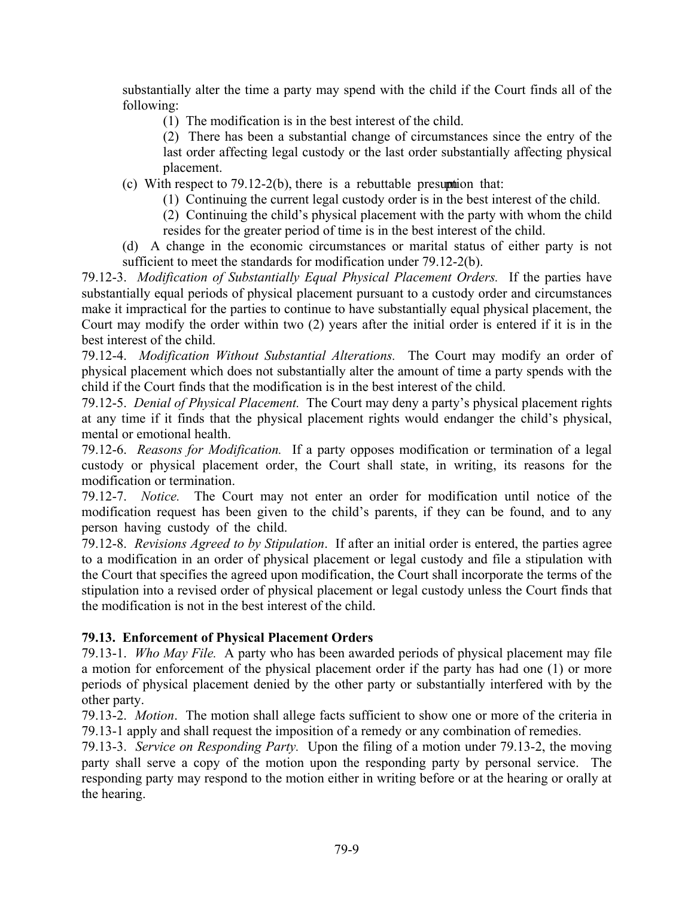substantially alter the time a party may spend with the child if the Court finds all of the following:

(1) The modification is in the best interest of the child.

(2) There has been a substantial change of circumstances since the entry of the last order affecting legal custody or the last order substantially affecting physical placement.

(c) With respect to 79.12-2(b), there is a rebuttable presumption that:

(1) Continuing the current legal custody order is in the best interest of the child.

(2) Continuing the child's physical placement with the party with whom the child resides for the greater period of time is in the best interest of the child.

(d) A change in the economic circumstances or marital status of either party is not sufficient to meet the standards for modification under 79.12-2(b).

79.12-3. *Modification of Substantially Equal Physical Placement Orders.* If the parties have substantially equal periods of physical placement pursuant to a custody order and circumstances make it impractical for the parties to continue to have substantially equal physical placement, the Court may modify the order within two (2) years after the initial order is entered if it is in the best interest of the child.

79.12-4. *Modification Without Substantial Alterations.* The Court may modify an order of physical placement which does not substantially alter the amount of time a party spends with the child if the Court finds that the modification is in the best interest of the child.

79.12-5. *Denial of Physical Placement.* The Court may deny a party's physical placement rights at any time if it finds that the physical placement rights would endanger the child's physical, mental or emotional health.

79.12-6. *Reasons for Modification.* If a party opposes modification or termination of a legal custody or physical placement order, the Court shall state, in writing, its reasons for the modification or termination.

79.12-7. *Notice.* The Court may not enter an order for modification until notice of the modification request has been given to the child's parents, if they can be found, and to any person having custody of the child.

79.12-8. *Revisions Agreed to by Stipulation*. If after an initial order is entered, the parties agree to a modification in an order of physical placement or legal custody and file a stipulation with the Court that specifies the agreed upon modification, the Court shall incorporate the terms of the stipulation into a revised order of physical placement or legal custody unless the Court finds that the modification is not in the best interest of the child.

**79.13. Enforcement of Physical Placement Orders**

79.13-1. *Who May File.* A party who has been awarded periods of physical placement may file a motion for enforcement of the physical placement order if the party has had one (1) or more periods of physical placement denied by the other party or substantially interfered with by the other party.

79.13-2. *Motion*. The motion shall allege facts sufficient to show one or more of the criteria in 79.13-1 apply and shall request the imposition of a remedy or any combination of remedies.

79.13-3. *Service on Responding Party.* Upon the filing of a motion under 79.13-2, the moving party shall serve a copy of the motion upon the responding party by personal service. The responding party may respond to the motion either in writing before or at the hearing or orally at the hearing.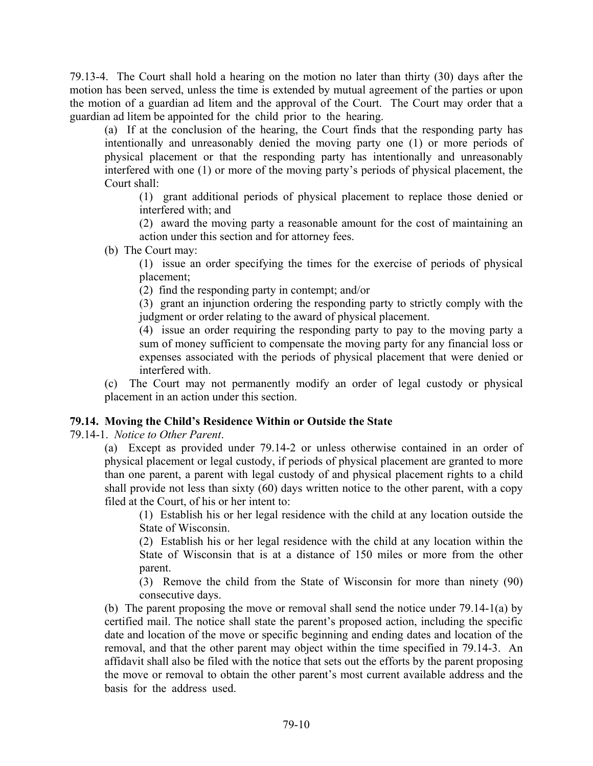79.13-4. The Court shall hold a hearing on the motion no later than thirty (30) days after the motion has been served, unless the time is extended by mutual agreement of the parties or upon the motion of a guardian ad litem and the approval of the Court. The Court may order that a guardian ad litem be appointed for the child prior to the hearing.

(a) If at the conclusion of the hearing, the Court finds that the responding party has intentionally and unreasonably denied the moving party one (1) or more periods of physical placement or that the responding party has intentionally and unreasonably interfered with one (1) or more of the moving party's periods of physical placement, the Court shall:

(1) grant additional periods of physical placement to replace those denied or interfered with; and

(2) award the moving party a reasonable amount for the cost of maintaining an action under this section and for attorney fees.

(b) The Court may:

(1) issue an order specifying the times for the exercise of periods of physical placement;

(2) find the responding party in contempt; and/or

(3) grant an injunction ordering the responding party to strictly comply with the judgment or order relating to the award of physical placement.

(4) issue an order requiring the responding party to pay to the moving party a sum of money sufficient to compensate the moving party for any financial loss or expenses associated with the periods of physical placement that were denied or interfered with.

(c) The Court may not permanently modify an order of legal custody or physical placement in an action under this section.

**79.14. Moving the Child's Residence Within or Outside the State**

79.14-1. *Notice to Other Parent*.

(a) Except as provided under 79.14-2 or unless otherwise contained in an order of physical placement or legal custody, if periods of physical placement are granted to more than one parent, a parent with legal custody of and physical placement rights to a child shall provide not less than sixty (60) days written notice to the other parent, with a copy filed at the Court, of his or her intent to:

(1) Establish his or her legal residence with the child at any location outside the State of Wisconsin.

(2) Establish his or her legal residence with the child at any location within the State of Wisconsin that is at a distance of 150 miles or more from the other parent.

(3) Remove the child from the State of Wisconsin for more than ninety (90) consecutive days.

(b) The parent proposing the move or removal shall send the notice under 79.14-1(a) by certified mail. The notice shall state the parent's proposed action, including the specific date and location of the move or specific beginning and ending dates and location of the removal, and that the other parent may object within the time specified in 79.14-3. An affidavit shall also be filed with the notice that sets out the efforts by the parent proposing the move or removal to obtain the other parent's most current available address and the basis for the address used.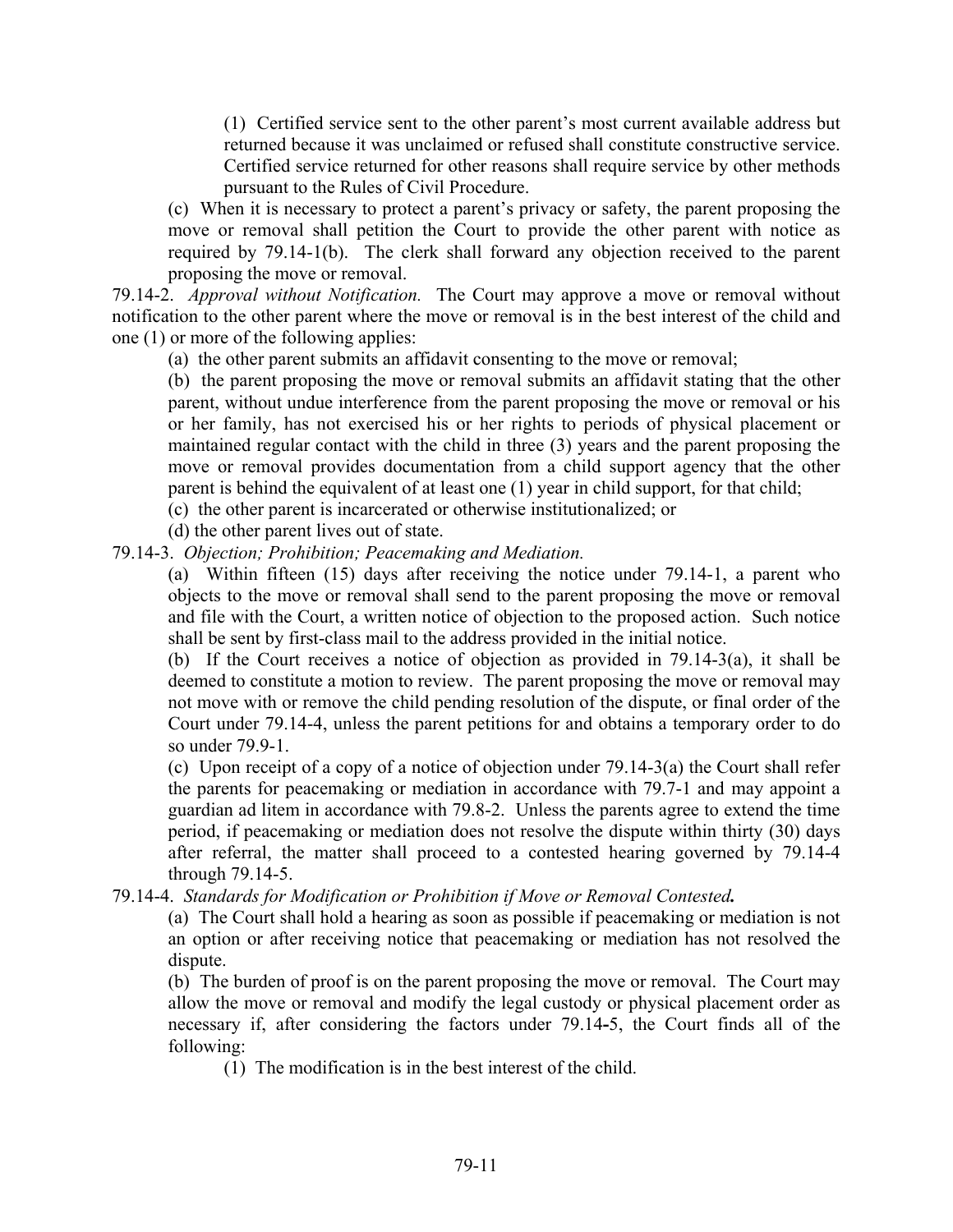(1) Certified service sent to the other parent's most current available address but returned because it was unclaimed or refused shall constitute constructive service. Certified service returned for other reasons shall require service by other methods pursuant to the Rules of Civil Procedure.

(c) When it is necessary to protect a parent's privacy or safety, the parent proposing the move or removal shall petition the Court to provide the other parent with notice as required by 79.14-1(b). The clerk shall forward any objection received to the parent proposing the move or removal.

79.14-2. *Approval without Notification.* The Court may approve a move or removal without notification to the other parent where the move or removal is in the best interest of the child and one (1) or more of the following applies:

(a) the other parent submits an affidavit consenting to the move or removal;

(b) the parent proposing the move or removal submits an affidavit stating that the other parent, without undue interference from the parent proposing the move or removal or his or her family, has not exercised his or her rights to periods of physical placement or maintained regular contact with the child in three (3) years and the parent proposing the move or removal provides documentation from a child support agency that the other parent is behind the equivalent of at least one (1) year in child support, for that child;

(c) the other parent is incarcerated or otherwise institutionalized; or

(d) the other parent lives out of state.

79.14-3. *Objection; Prohibition; Peacemaking and Mediation.*

(a) Within fifteen (15) days after receiving the notice under 79.14-1, a parent who objects to the move or removal shall send to the parent proposing the move or removal and file with the Court, a written notice of objection to the proposed action. Such notice shall be sent by first-class mail to the address provided in the initial notice.

(b) If the Court receives a notice of objection as provided in 79.14-3(a), it shall be deemed to constitute a motion to review. The parent proposing the move or removal may not move with or remove the child pending resolution of the dispute, or final order of the Court under 79.14-4, unless the parent petitions for and obtains a temporary order to do so under 79.9-1.

(c) Upon receipt of a copy of a notice of objection under 79.14-3(a) the Court shall refer the parents for peacemaking or mediation in accordance with 79.7-1 and may appoint a guardian ad litem in accordance with 79.8-2. Unless the parents agree to extend the time period, if peacemaking or mediation does not resolve the dispute within thirty (30) days after referral, the matter shall proceed to a contested hearing governed by 79.14-4 through 79.14-5.

79.14-4. *Standards for Modification or Prohibition if Move or Removal Contested.*

(a) The Court shall hold a hearing as soon as possible if peacemaking or mediation is not an option or after receiving notice that peacemaking or mediation has not resolved the dispute.

(b) The burden of proof is on the parent proposing the move or removal. The Court may allow the move or removal and modify the legal custody or physical placement order as necessary if, after considering the factors under 79.14-5, the Court finds all of the following:

(1) The modification is in the best interest of the child.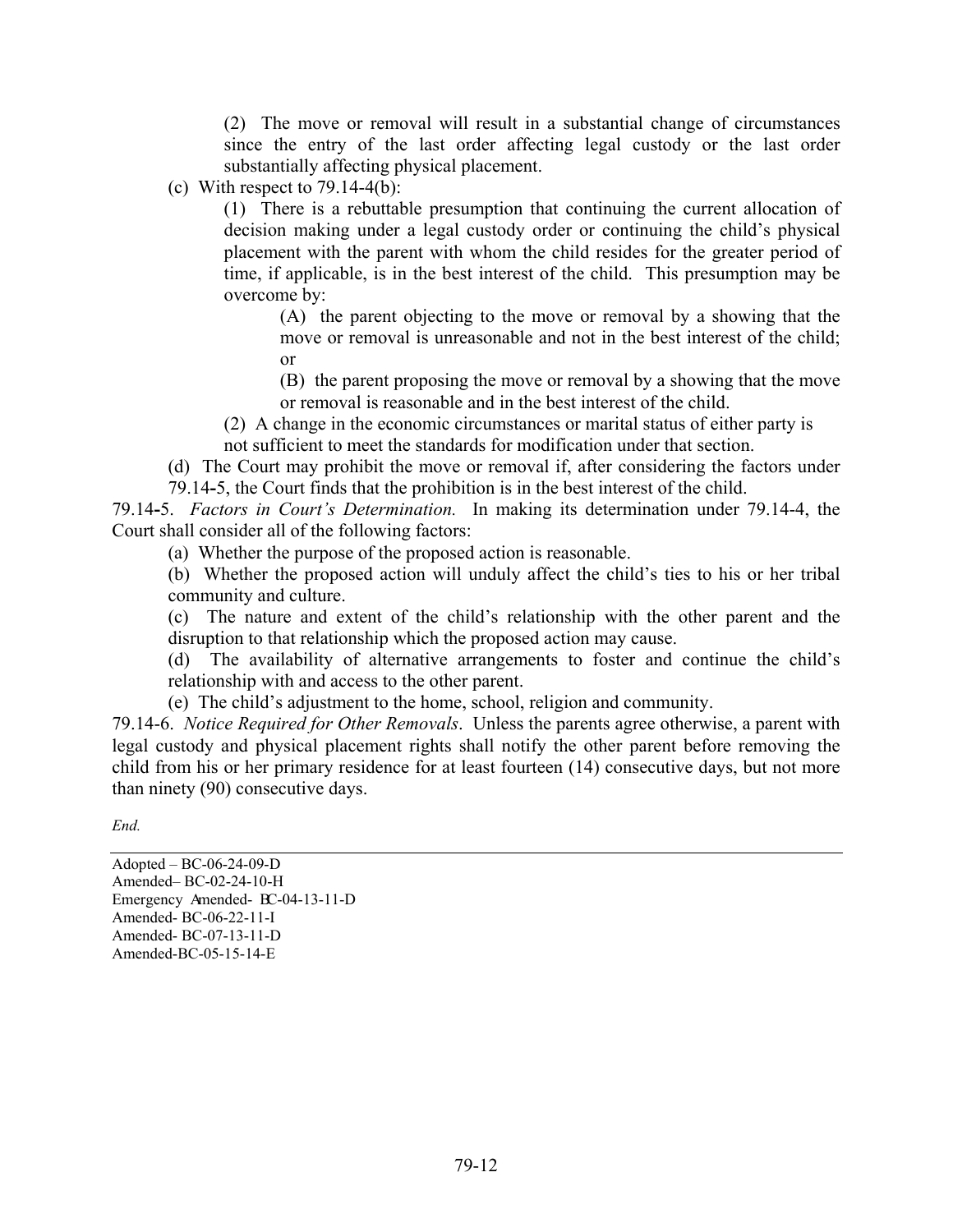(2) The move or removal will result in a substantial change of circumstances since the entry of the last order affecting legal custody or the last order substantially affecting physical placement.

(c) With respect to 79.14-4(b):

(1) There is a rebuttable presumption that continuing the current allocation of decision making under a legal custody order or continuing the child's physical placement with the parent with whom the child resides for the greater period of time, if applicable, is in the best interest of the child. This presumption may be overcome by:

(A) the parent objecting to the move or removal by a showing that the move or removal is unreasonable and not in the best interest of the child; or

(B) the parent proposing the move or removal by a showing that the move or removal is reasonable and in the best interest of the child.

(2) A change in the economic circumstances or marital status of either party is not sufficient to meet the standards for modification under that section.

(d) The Court may prohibit the move or removal if, after considering the factors under 79.14-5, the Court finds that the prohibition is in the best interest of the child.

79.14-5. *Factors in Court's Determination.* In making its determination under 79.14-4, the Court shall consider all of the following factors:

(a) Whether the purpose of the proposed action is reasonable.

(b) Whether the proposed action will unduly affect the child's ties to his or her tribal community and culture.

(c) The nature and extent of the child's relationship with the other parent and the disruption to that relationship which the proposed action may cause.

(d) The availability of alternative arrangements to foster and continue the child's relationship with and access to the other parent.

(e) The child's adjustment to the home, school, religion and community.

79.14-6. *Notice Required for Other Removals*. Unless the parents agree otherwise, a parent with legal custody and physical placement rights shall notify the other parent before removing the child from his or her primary residence for at least fourteen (14) consecutive days, but not more than ninety (90) consecutive days.

*End.*

---

Adopted – BC-06-24-09-D
Amended– BC-02-24-10-H
Emergency Amended- BC-04-13-11-D
Amended- BC-06-22-11-I
Amended- BC-07-13-11-D
Amended-BC-05-15-14-E